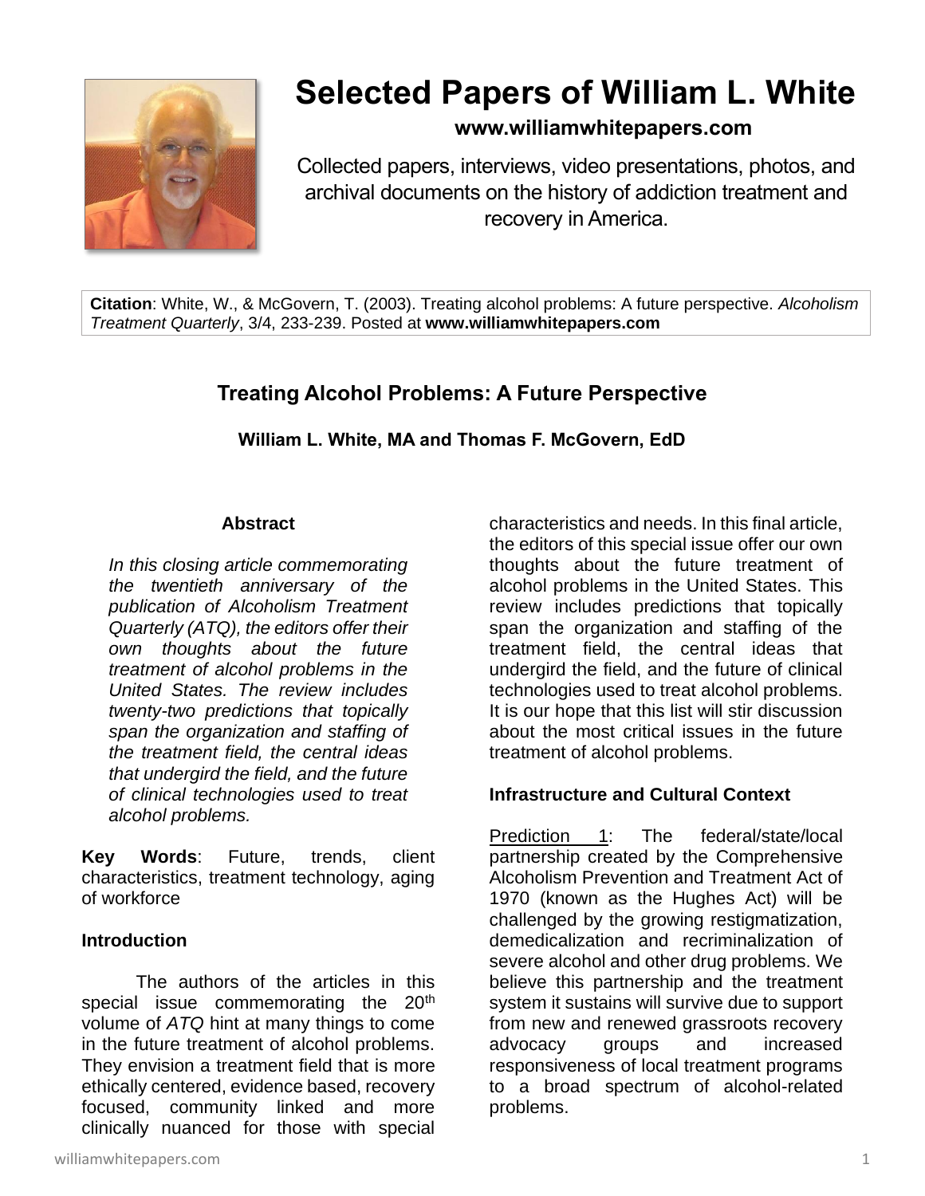# Selected Papers of William L. White

**www.williamwhitepapers.com**

Collected papers, interviews, video presentations, photos, and archival documents on the history of addiction treatment and recovery in America.

**Citation**: White, W., & McGovern, T. (2003). Treating alcohol problems: A future perspective. *Alcoholism Treatment Quarterly*, 3/4, 233-239. Posted at **www.williamwhitepapers.com**

## Treating Alcohol Problems: A Future Perspective

**William L. White, MA and Thomas F. McGovern, EdD**

### Abstract

*In this closing article commemorating the twentieth anniversary of the publication of Alcoholism Treatment Quarterly (ATQ), the editors offer their own thoughts about the future treatment of alcohol problems in the United States. The review includes twenty-two predictions that topically span the organization and staffing of the treatment field, the central ideas that undergird the field, and the future of clinical technologies used to treat alcohol problems.*

**Key Words**: Future, trends, client characteristics, treatment technology, aging of workforce

### Introduction

The authors of the articles in this special issue commemorating the 20th volume of *ATQ* hint at many things to come in the future treatment of alcohol problems. They envision a treatment field that is more ethically centered, evidence based, recovery focused, community linked and more clinically nuanced for those with special characteristics and needs. In this final article, the editors of this special issue offer our own thoughts about the future treatment of alcohol problems in the United States. This review includes predictions that topically span the organization and staffing of the treatment field, the central ideas that undergird the field, and the future of clinical technologies used to treat alcohol problems. It is our hope that this list will stir discussion about the most critical issues in the future treatment of alcohol problems.

### Infrastructure and Cultural Context

Prediction 1: The federal/state/local partnership created by the Comprehensive Alcoholism Prevention and Treatment Act of 1970 (known as the Hughes Act) will be challenged by the growing restigmatization, demedicalization and recriminalization of severe alcohol and other drug problems. We believe this partnership and the treatment system it sustains will survive due to support from new and renewed grassroots recovery advocacy groups and increased responsiveness of local treatment programs to a broad spectrum of alcohol-related problems.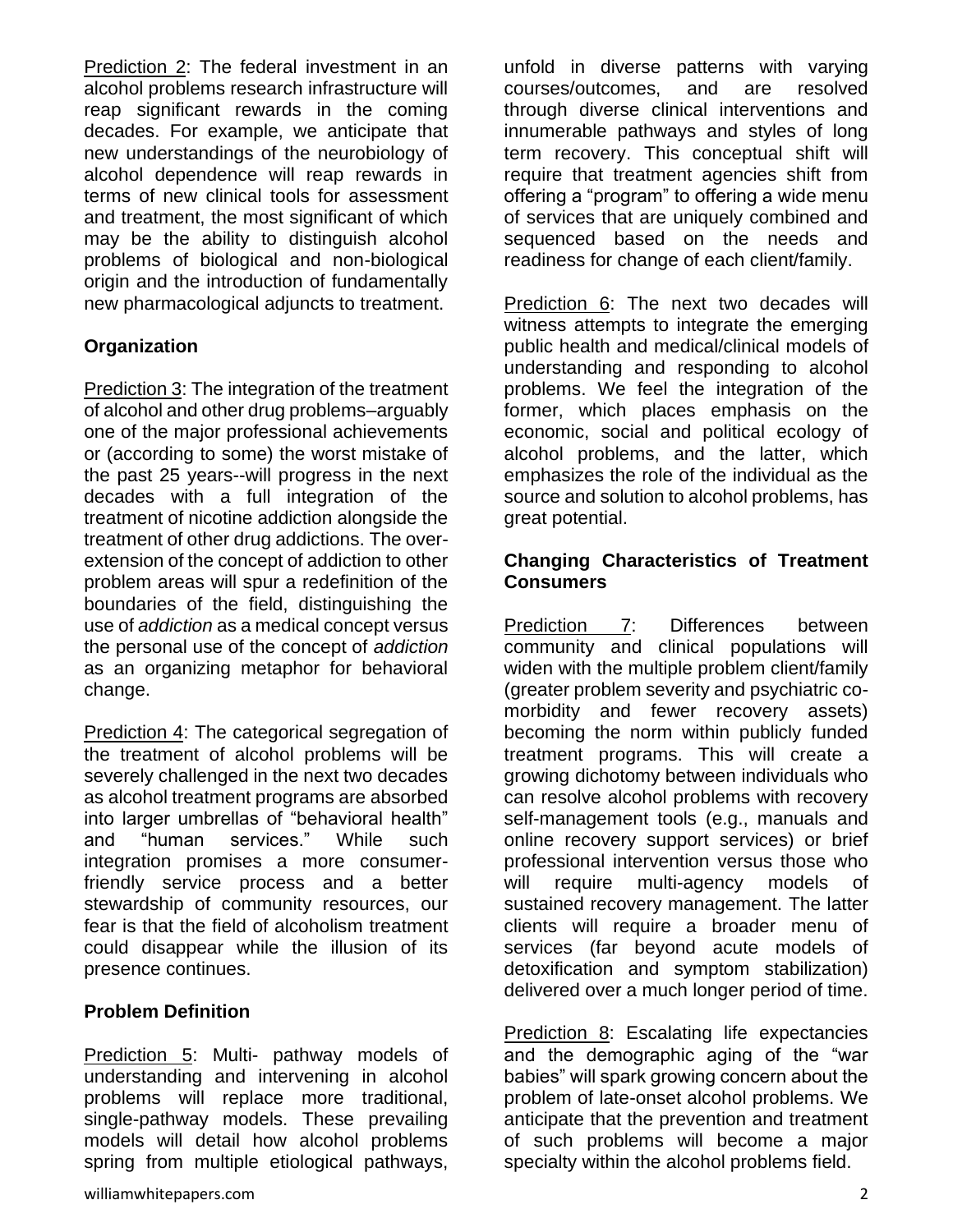Prediction 2: The federal investment in an alcohol problems research infrastructure will reap significant rewards in the coming decades. For example, we anticipate that new understandings of the neurobiology of alcohol dependence will reap rewards in terms of new clinical tools for assessment and treatment, the most significant of which may be the ability to distinguish alcohol problems of biological and non-biological origin and the introduction of fundamentally new pharmacological adjuncts to treatment.

**Organization**

Prediction 3: The integration of the treatment of alcohol and other drug problems–arguably one of the major professional achievements or (according to some) the worst mistake of the past 25 years--will progress in the next decades with a full integration of the treatment of nicotine addiction alongside the treatment of other drug addictions. The over-extension of the concept of addiction to other problem areas will spur a redefinition of the boundaries of the field, distinguishing the use of *addiction* as a medical concept versus the personal use of the concept of *addiction* as an organizing metaphor for behavioral change.

Prediction 4: The categorical segregation of the treatment of alcohol problems will be severely challenged in the next two decades as alcohol treatment programs are absorbed into larger umbrellas of "behavioral health" and "human services." While such integration promises a more consumer-friendly service process and a better stewardship of community resources, our fear is that the field of alcoholism treatment could disappear while the illusion of its presence continues.

**Problem Definition**

Prediction 5: Multi- pathway models of understanding and intervening in alcohol problems will replace more traditional, single-pathway models. These prevailing models will detail how alcohol problems spring from multiple etiological pathways, unfold in diverse patterns with varying courses/outcomes, and are resolved through diverse clinical interventions and innumerable pathways and styles of long term recovery. This conceptual shift will require that treatment agencies shift from offering a "program" to offering a wide menu of services that are uniquely combined and sequenced based on the needs and readiness for change of each client/family.

Prediction 6: The next two decades will witness attempts to integrate the emerging public health and medical/clinical models of understanding and responding to alcohol problems. We feel the integration of the former, which places emphasis on the economic, social and political ecology of alcohol problems, and the latter, which emphasizes the role of the individual as the source and solution to alcohol problems, has great potential.

**Changing Characteristics of Treatment Consumers**

Prediction 7: Differences between community and clinical populations will widen with the multiple problem client/family (greater problem severity and psychiatric co-morbidity and fewer recovery assets) becoming the norm within publicly funded treatment programs. This will create a growing dichotomy between individuals who can resolve alcohol problems with recovery self-management tools (e.g., manuals and online recovery support services) or brief professional intervention versus those who will require multi-agency models of sustained recovery management. The latter clients will require a broader menu of services (far beyond acute models of detoxification and symptom stabilization) delivered over a much longer period of time.

Prediction 8: Escalating life expectancies and the demographic aging of the "war babies" will spark growing concern about the problem of late-onset alcohol problems. We anticipate that the prevention and treatment of such problems will become a major specialty within the alcohol problems field.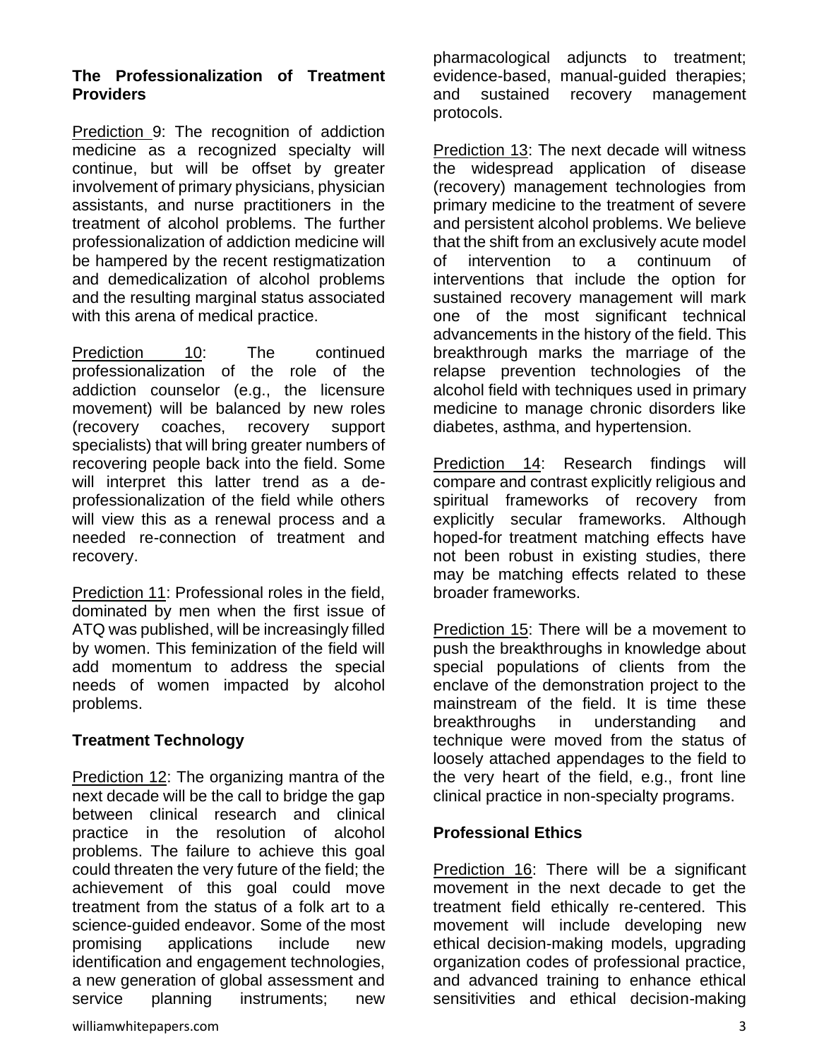## The Professionalization of Treatment Providers

Prediction 9: The recognition of addiction medicine as a recognized specialty will continue, but will be offset by greater involvement of primary physicians, physician assistants, and nurse practitioners in the treatment of alcohol problems. The further professionalization of addiction medicine will be hampered by the recent restigmatization and demedicalization of alcohol problems and the resulting marginal status associated with this arena of medical practice.

Prediction 10: The continued professionalization of the role of the addiction counselor (e.g., the licensure movement) will be balanced by new roles (recovery coaches, recovery support specialists) that will bring greater numbers of recovering people back into the field. Some will interpret this latter trend as a de-professionalization of the field while others will view this as a renewal process and a needed re-connection of treatment and recovery.

Prediction 11: Professional roles in the field, dominated by men when the first issue of ATQ was published, will be increasingly filled by women. This feminization of the field will add momentum to address the special needs of women impacted by alcohol problems.

## Treatment Technology

Prediction 12: The organizing mantra of the next decade will be the call to bridge the gap between clinical research and clinical practice in the resolution of alcohol problems. The failure to achieve this goal could threaten the very future of the field; the achievement of this goal could move treatment from the status of a folk art to a science-guided endeavor. Some of the most promising applications include new identification and engagement technologies, a new generation of global assessment and service planning instruments; new pharmacological adjuncts to treatment; evidence-based, manual-guided therapies; and sustained recovery management protocols.

Prediction 13: The next decade will witness the widespread application of disease (recovery) management technologies from primary medicine to the treatment of severe and persistent alcohol problems. We believe that the shift from an exclusively acute model of intervention to a continuum of interventions that include the option for sustained recovery management will mark one of the most significant technical advancements in the history of the field. This breakthrough marks the marriage of the relapse prevention technologies of the alcohol field with techniques used in primary medicine to manage chronic disorders like diabetes, asthma, and hypertension.

Prediction 14: Research findings will compare and contrast explicitly religious and spiritual frameworks of recovery from explicitly secular frameworks. Although hoped-for treatment matching effects have not been robust in existing studies, there may be matching effects related to these broader frameworks.

Prediction 15: There will be a movement to push the breakthroughs in knowledge about special populations of clients from the enclave of the demonstration project to the mainstream of the field. It is time these breakthroughs in understanding and technique were moved from the status of loosely attached appendages to the field to the very heart of the field, e.g., front line clinical practice in non-specialty programs.

## Professional Ethics

Prediction 16: There will be a significant movement in the next decade to get the treatment field ethically re-centered. This movement will include developing new ethical decision-making models, upgrading organization codes of professional practice, and advanced training to enhance ethical sensitivities and ethical decision-making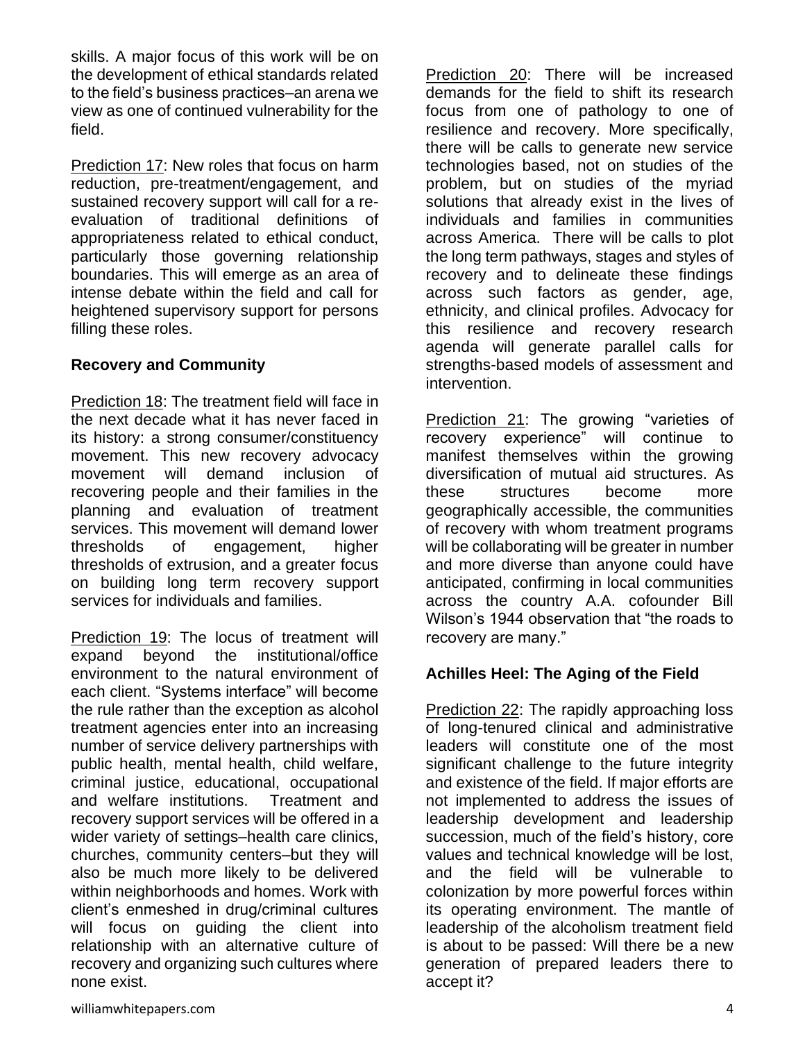skills. A major focus of this work will be on the development of ethical standards related to the field's business practices–an arena we view as one of continued vulnerability for the field.

Prediction 17: New roles that focus on harm reduction, pre-treatment/engagement, and sustained recovery support will call for a re-evaluation of traditional definitions of appropriateness related to ethical conduct, particularly those governing relationship boundaries. This will emerge as an area of intense debate within the field and call for heightened supervisory support for persons filling these roles.

**Recovery and Community**

Prediction 18: The treatment field will face in the next decade what it has never faced in its history: a strong consumer/constituency movement. This new recovery advocacy movement will demand inclusion of recovering people and their families in the planning and evaluation of treatment services. This movement will demand lower thresholds of engagement, higher thresholds of extrusion, and a greater focus on building long term recovery support services for individuals and families.

Prediction 19: The locus of treatment will expand beyond the institutional/office environment to the natural environment of each client. "Systems interface" will become the rule rather than the exception as alcohol treatment agencies enter into an increasing number of service delivery partnerships with public health, mental health, child welfare, criminal justice, educational, occupational and welfare institutions. Treatment and recovery support services will be offered in a wider variety of settings–health care clinics, churches, community centers–but they will also be much more likely to be delivered within neighborhoods and homes. Work with client's enmeshed in drug/criminal cultures will focus on guiding the client into relationship with an alternative culture of recovery and organizing such cultures where none exist.

Prediction 20: There will be increased demands for the field to shift its research focus from one of pathology to one of resilience and recovery. More specifically, there will be calls to generate new service technologies based, not on studies of the problem, but on studies of the myriad solutions that already exist in the lives of individuals and families in communities across America. There will be calls to plot the long term pathways, stages and styles of recovery and to delineate these findings across such factors as gender, age, ethnicity, and clinical profiles. Advocacy for this resilience and recovery research agenda will generate parallel calls for strengths-based models of assessment and intervention.

Prediction 21: The growing "varieties of recovery experience" will continue to manifest themselves within the growing diversification of mutual aid structures. As these structures become more geographically accessible, the communities of recovery with whom treatment programs will be collaborating will be greater in number and more diverse than anyone could have anticipated, confirming in local communities across the country A.A. cofounder Bill Wilson's 1944 observation that "the roads to recovery are many."

**Achilles Heel: The Aging of the Field**

Prediction 22: The rapidly approaching loss of long-tenured clinical and administrative leaders will constitute one of the most significant challenge to the future integrity and existence of the field. If major efforts are not implemented to address the issues of leadership development and leadership succession, much of the field's history, core values and technical knowledge will be lost, and the field will be vulnerable to colonization by more powerful forces within its operating environment. The mantle of leadership of the alcoholism treatment field is about to be passed: Will there be a new generation of prepared leaders there to accept it?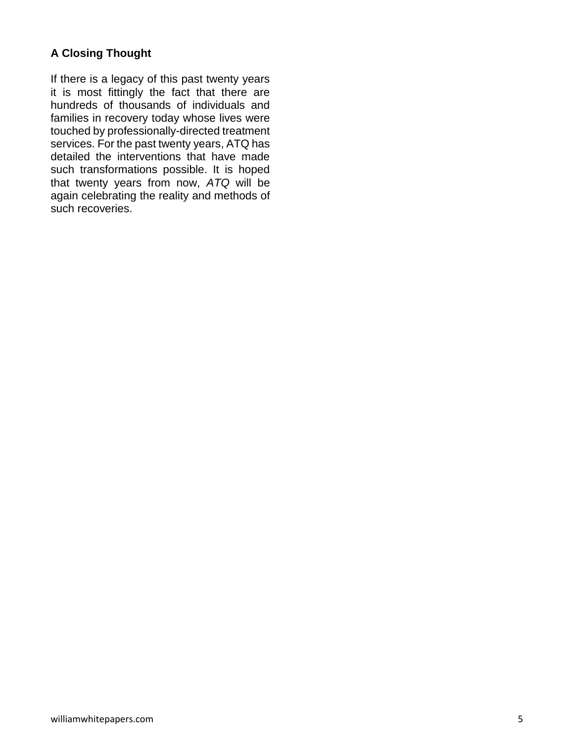**A Closing Thought**

If there is a legacy of this past twenty years it is most fittingly the fact that there are hundreds of thousands of individuals and families in recovery today whose lives were touched by professionally-directed treatment services. For the past twenty years, ATQ has detailed the interventions that have made such transformations possible. It is hoped that twenty years from now, *ATQ* will be again celebrating the reality and methods of such recoveries.